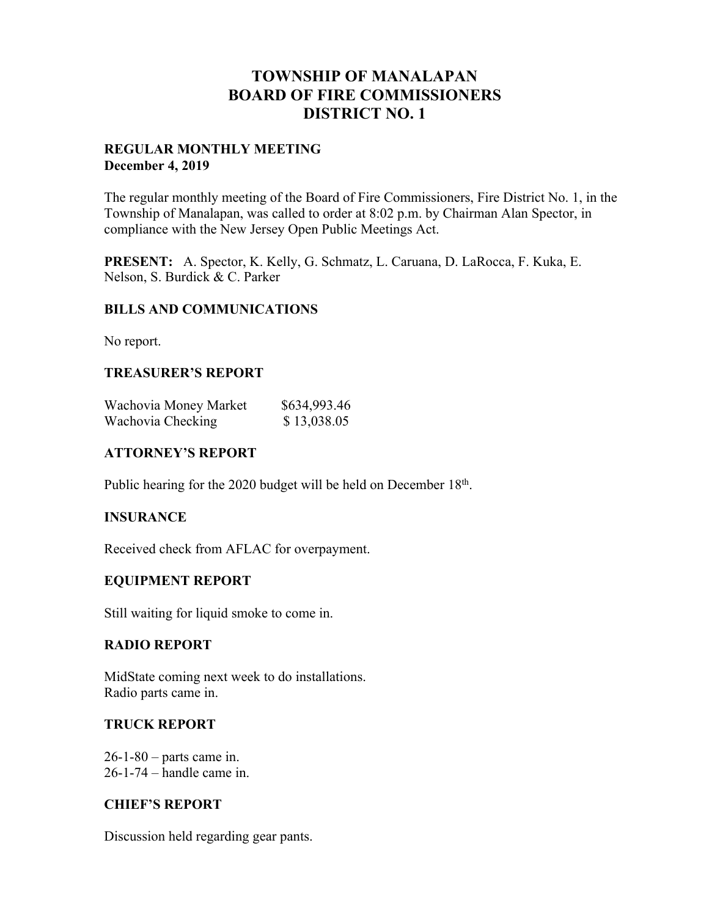# TOWNSHIP OF MANALAPAN
# BOARD OF FIRE COMMISSIONERS
# DISTRICT NO. 1

**REGULAR MONTHLY MEETING**
**December 4, 2019**

The regular monthly meeting of the Board of Fire Commissioners, Fire District No. 1, in the Township of Manalapan, was called to order at 8:02 p.m. by Chairman Alan Spector, in compliance with the New Jersey Open Public Meetings Act.

**PRESENT:** A. Spector, K. Kelly, G. Schmatz, L. Caruana, D. LaRocca, F. Kuka, E. Nelson, S. Burdick & C. Parker

## BILLS AND COMMUNICATIONS

No report.

## TREASURER'S REPORT

| | |
|---|---|
| Wachovia Money Market | $634,993.46 |
| Wachovia Checking | $ 13,038.05 |

## ATTORNEY'S REPORT

Public hearing for the 2020 budget will be held on December 18th.

## INSURANCE

Received check from AFLAC for overpayment.

## EQUIPMENT REPORT

Still waiting for liquid smoke to come in.

## RADIO REPORT

MidState coming next week to do installations.
Radio parts came in.

## TRUCK REPORT

26-1-80 – parts came in.
26-1-74 – handle came in.

## CHIEF'S REPORT

Discussion held regarding gear pants.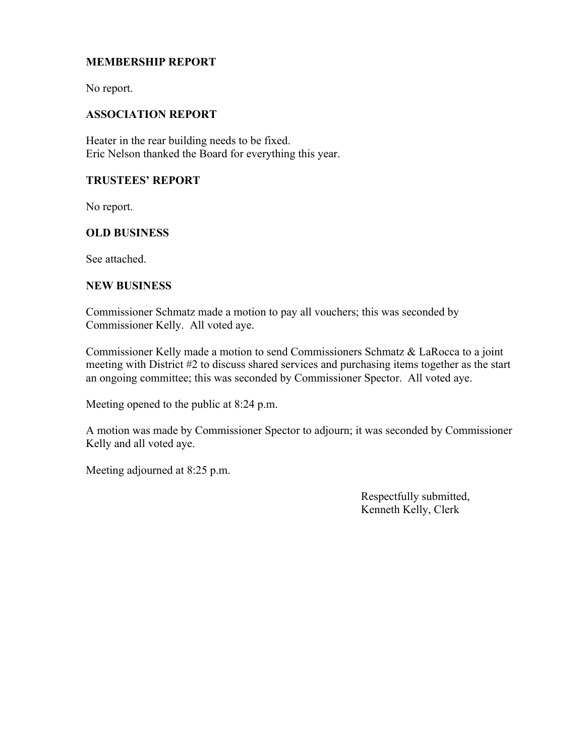## MEMBERSHIP REPORT

No report.

## ASSOCIATION REPORT

Heater in the rear building needs to be fixed.
Eric Nelson thanked the Board for everything this year.

## TRUSTEES' REPORT

No report.

## OLD BUSINESS

See attached.

## NEW BUSINESS

Commissioner Schmatz made a motion to pay all vouchers; this was seconded by Commissioner Kelly. All voted aye.

Commissioner Kelly made a motion to send Commissioners Schmatz & LaRocca to a joint meeting with District #2 to discuss shared services and purchasing items together as the start an ongoing committee; this was seconded by Commissioner Spector. All voted aye.

Meeting opened to the public at 8:24 p.m.

A motion was made by Commissioner Spector to adjourn; it was seconded by Commissioner Kelly and all voted aye.

Meeting adjourned at 8:25 p.m.

Respectfully submitted,
Kenneth Kelly, Clerk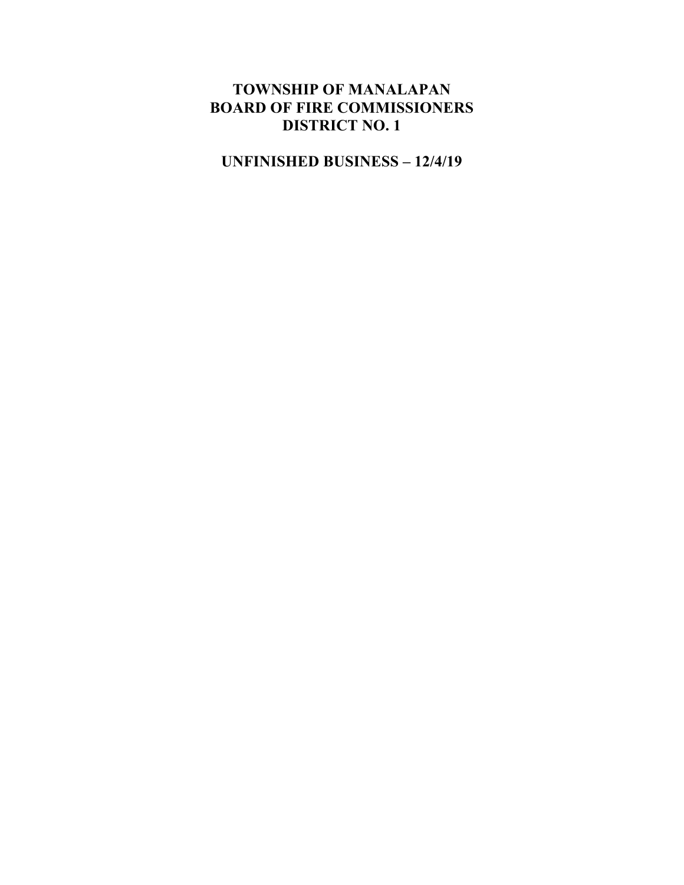# TOWNSHIP OF MANALAPAN
# BOARD OF FIRE COMMISSIONERS
# DISTRICT NO. 1

## UNFINISHED BUSINESS – 12/4/19